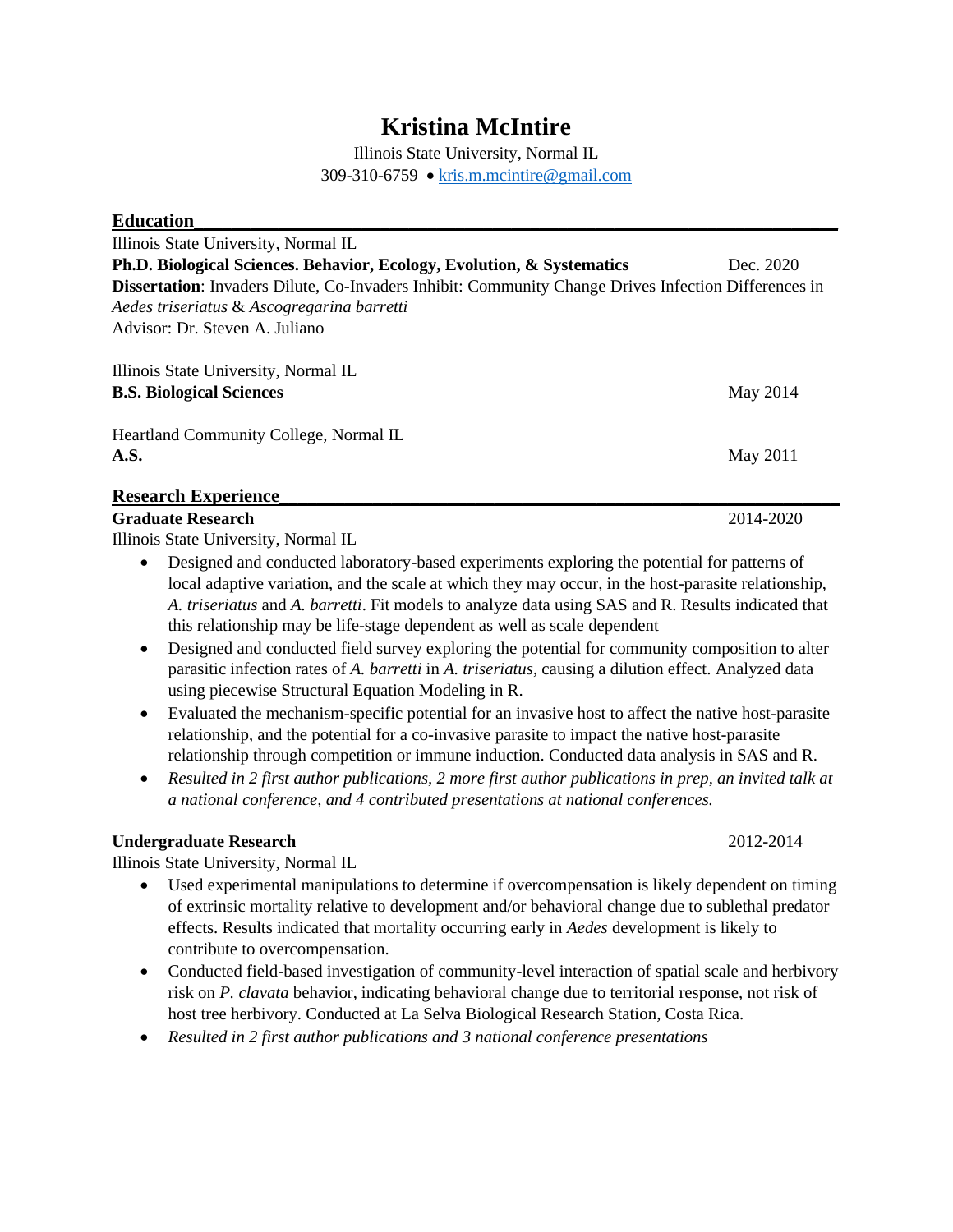# Kristina McIntire

Illinois State University, Normal IL

309-310-6759 • kris.m.mcintire@gmail.com

## Education

Illinois State University, Normal IL

**Ph.D. Biological Sciences. Behavior, Ecology, Evolution, & Systematics** Dec. 2020

**Dissertation**: Invaders Dilute, Co-Invaders Inhibit: Community Change Drives Infection Differences in *Aedes triseriatus* & *Ascogregarina barretti*

Advisor: Dr. Steven A. Juliano

Illinois State University, Normal IL

**B.S. Biological Sciences** May 2014

Heartland Community College, Normal IL

**A.S.** May 2011

## Research Experience

**Graduate Research** 2014-2020

Illinois State University, Normal IL

- Designed and conducted laboratory-based experiments exploring the potential for patterns of local adaptive variation, and the scale at which they may occur, in the host-parasite relationship, *A. triseriatus* and *A. barretti*. Fit models to analyze data using SAS and R. Results indicated that this relationship may be life-stage dependent as well as scale dependent
- Designed and conducted field survey exploring the potential for community composition to alter parasitic infection rates of *A. barretti* in *A. triseriatus*, causing a dilution effect. Analyzed data using piecewise Structural Equation Modeling in R.
- Evaluated the mechanism-specific potential for an invasive host to affect the native host-parasite relationship, and the potential for a co-invasive parasite to impact the native host-parasite relationship through competition or immune induction. Conducted data analysis in SAS and R.
- *Resulted in 2 first author publications, 2 more first author publications in prep, an invited talk at a national conference, and 4 contributed presentations at national conferences.*

**Undergraduate Research** 2012-2014

Illinois State University, Normal IL

- Used experimental manipulations to determine if overcompensation is likely dependent on timing of extrinsic mortality relative to development and/or behavioral change due to sublethal predator effects. Results indicated that mortality occurring early in *Aedes* development is likely to contribute to overcompensation.
- Conducted field-based investigation of community-level interaction of spatial scale and herbivory risk on *P. clavata* behavior, indicating behavioral change due to territorial response, not risk of host tree herbivory. Conducted at La Selva Biological Research Station, Costa Rica.
- *Resulted in 2 first author publications and 3 national conference presentations*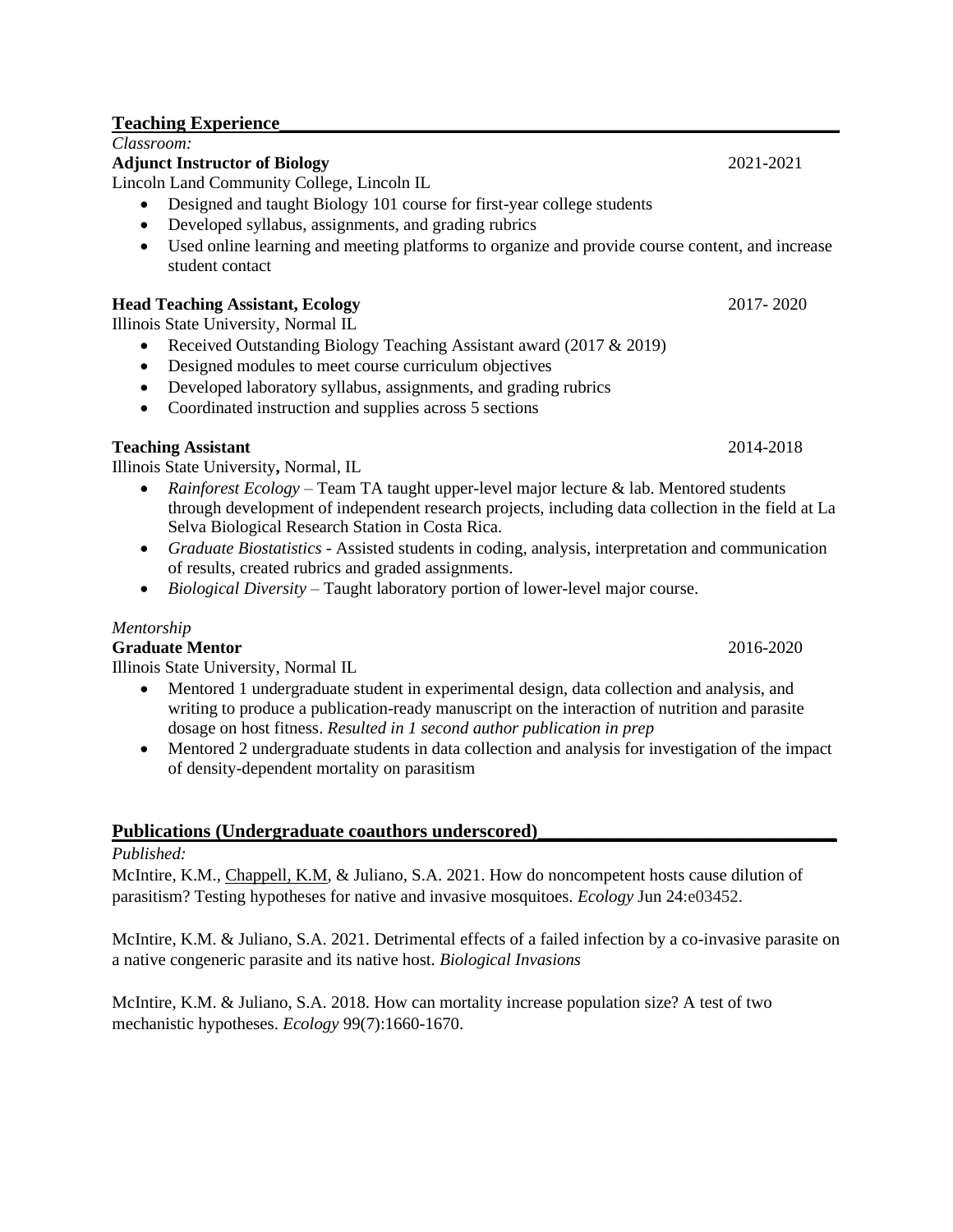## Teaching Experience

*Classroom:*

**Adjunct Instructor of Biology** 2021-2021

Lincoln Land Community College, Lincoln IL

- Designed and taught Biology 101 course for first-year college students
- Developed syllabus, assignments, and grading rubrics
- Used online learning and meeting platforms to organize and provide course content, and increase student contact

**Head Teaching Assistant, Ecology** 2017- 2020

Illinois State University, Normal IL

- Received Outstanding Biology Teaching Assistant award (2017 & 2019)
- Designed modules to meet course curriculum objectives
- Developed laboratory syllabus, assignments, and grading rubrics
- Coordinated instruction and supplies across 5 sections

**Teaching Assistant** 2014-2018

Illinois State University**,** Normal, IL

- *Rainforest Ecology* – Team TA taught upper-level major lecture & lab. Mentored students through development of independent research projects, including data collection in the field at La Selva Biological Research Station in Costa Rica.
- *Graduate Biostatistics* - Assisted students in coding, analysis, interpretation and communication of results, created rubrics and graded assignments.
- *Biological Diversity* – Taught laboratory portion of lower-level major course.

*Mentorship*

**Graduate Mentor** 2016-2020

Illinois State University, Normal IL

- Mentored 1 undergraduate student in experimental design, data collection and analysis, and writing to produce a publication-ready manuscript on the interaction of nutrition and parasite dosage on host fitness. *Resulted in 1 second author publication in prep*
- Mentored 2 undergraduate students in data collection and analysis for investigation of the impact of density-dependent mortality on parasitism

## Publications (Undergraduate coauthors underscored)

*Published:*

McIntire, K.M., <u>Chappell, K.M</u>, & Juliano, S.A. 2021. How do noncompetent hosts cause dilution of parasitism? Testing hypotheses for native and invasive mosquitoes. *Ecology* Jun 24:e03452.

McIntire, K.M. & Juliano, S.A. 2021. Detrimental effects of a failed infection by a co-invasive parasite on a native congeneric parasite and its native host. *Biological Invasions*

McIntire, K.M. & Juliano, S.A. 2018. How can mortality increase population size? A test of two mechanistic hypotheses. *Ecology* 99(7):1660-1670.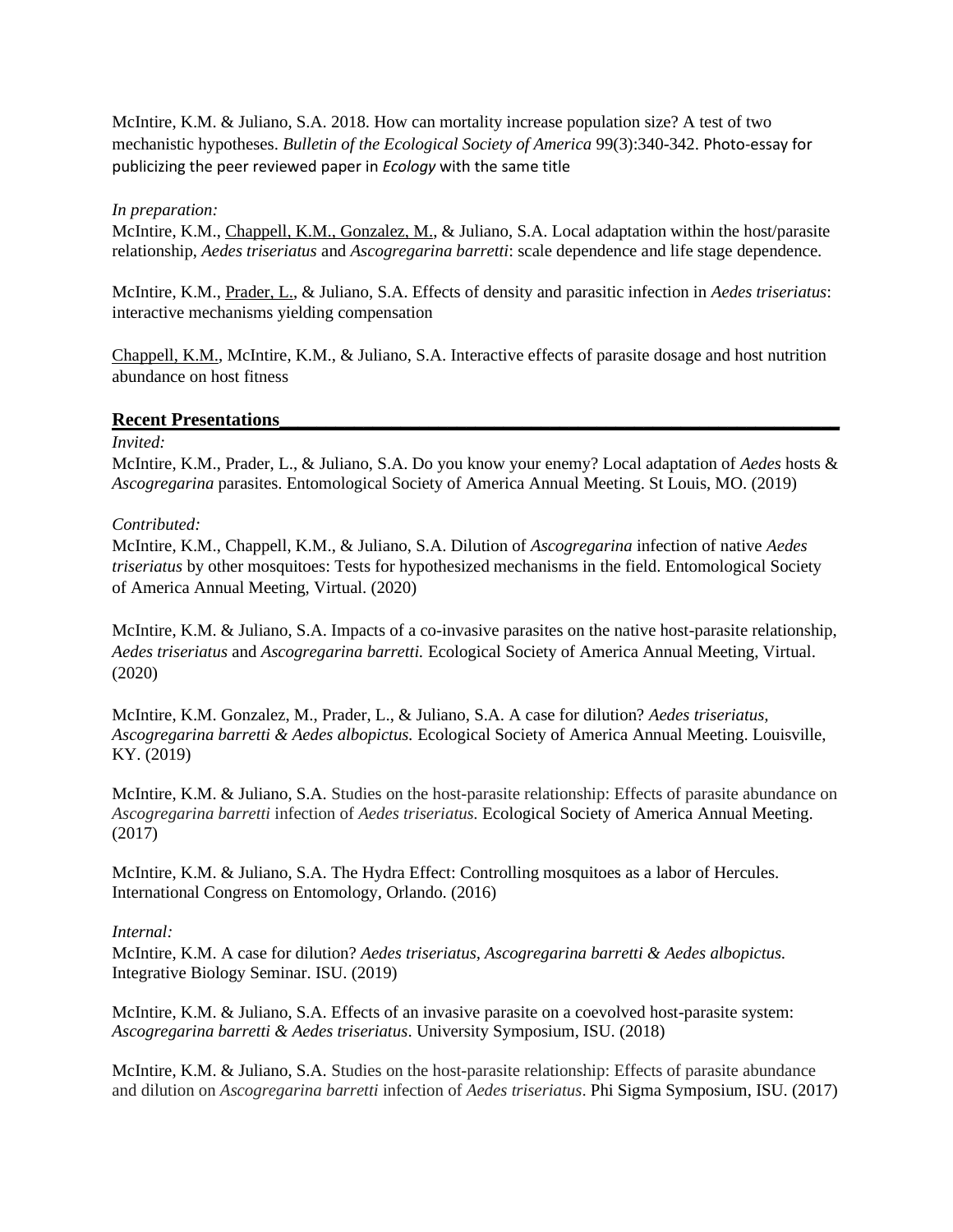McIntire, K.M. & Juliano, S.A. 2018. How can mortality increase population size? A test of two mechanistic hypotheses. *Bulletin of the Ecological Society of America* 99(3):340-342. Photo-essay for publicizing the peer reviewed paper in *Ecology* with the same title

*In preparation:*

McIntire, K.M., Chappell, K.M., Gonzalez, M., & Juliano, S.A. Local adaptation within the host/parasite relationship, *Aedes triseriatus* and *Ascogregarina barretti*: scale dependence and life stage dependence.

McIntire, K.M., Prader, L., & Juliano, S.A. Effects of density and parasitic infection in *Aedes triseriatus*: interactive mechanisms yielding compensation

Chappell, K.M., McIntire, K.M., & Juliano, S.A. Interactive effects of parasite dosage and host nutrition abundance on host fitness

## Recent Presentations

*Invited:*

McIntire, K.M., Prader, L., & Juliano, S.A. Do you know your enemy? Local adaptation of *Aedes* hosts & *Ascogregarina* parasites. Entomological Society of America Annual Meeting. St Louis, MO. (2019)

*Contributed:*

McIntire, K.M., Chappell, K.M., & Juliano, S.A. Dilution of *Ascogregarina* infection of native *Aedes triseriatus* by other mosquitoes: Tests for hypothesized mechanisms in the field. Entomological Society of America Annual Meeting, Virtual. (2020)

McIntire, K.M. & Juliano, S.A. Impacts of a co-invasive parasites on the native host-parasite relationship, *Aedes triseriatus* and *Ascogregarina barretti.* Ecological Society of America Annual Meeting, Virtual. (2020)

McIntire, K.M. Gonzalez, M., Prader, L., & Juliano, S.A. A case for dilution? *Aedes triseriatus, Ascogregarina barretti & Aedes albopictus.* Ecological Society of America Annual Meeting. Louisville, KY. (2019)

McIntire, K.M. & Juliano, S.A. Studies on the host-parasite relationship: Effects of parasite abundance on *Ascogregarina barretti* infection of *Aedes triseriatus.* Ecological Society of America Annual Meeting. (2017)

McIntire, K.M. & Juliano, S.A. The Hydra Effect: Controlling mosquitoes as a labor of Hercules. International Congress on Entomology, Orlando. (2016)

*Internal:*

McIntire, K.M. A case for dilution? *Aedes triseriatus, Ascogregarina barretti & Aedes albopictus.* Integrative Biology Seminar. ISU. (2019)

McIntire, K.M. & Juliano, S.A. Effects of an invasive parasite on a coevolved host-parasite system: *Ascogregarina barretti & Aedes triseriatus*. University Symposium, ISU. (2018)

McIntire, K.M. & Juliano, S.A. Studies on the host-parasite relationship: Effects of parasite abundance and dilution on *Ascogregarina barretti* infection of *Aedes triseriatus*. Phi Sigma Symposium, ISU. (2017)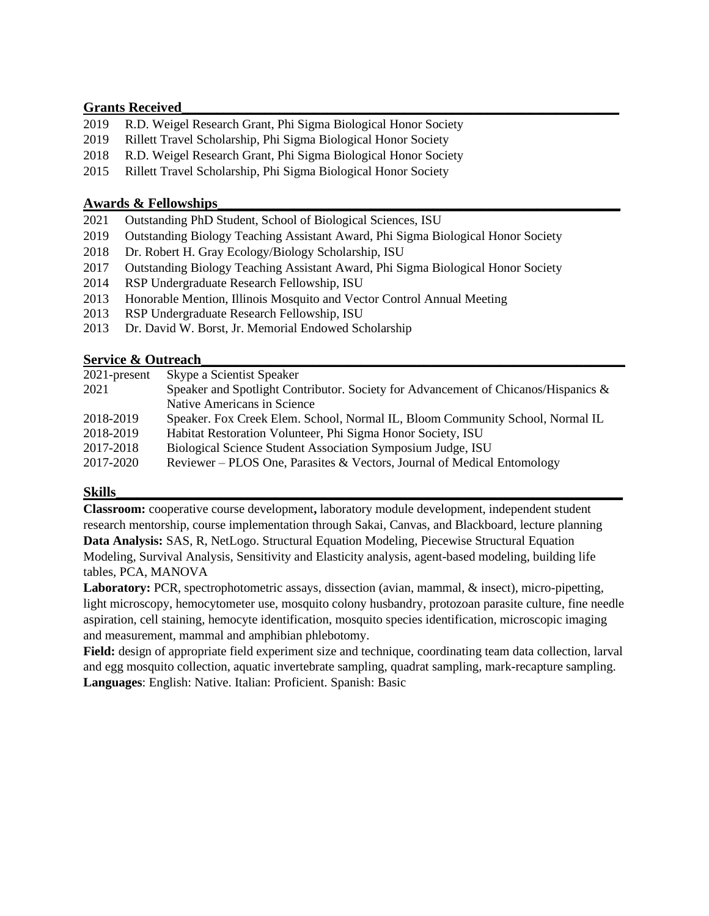## Grants Received

2019 R.D. Weigel Research Grant, Phi Sigma Biological Honor Society
2019 Rillett Travel Scholarship, Phi Sigma Biological Honor Society
2018 R.D. Weigel Research Grant, Phi Sigma Biological Honor Society
2015 Rillett Travel Scholarship, Phi Sigma Biological Honor Society

## Awards & Fellowships

2021 Outstanding PhD Student, School of Biological Sciences, ISU
2019 Outstanding Biology Teaching Assistant Award, Phi Sigma Biological Honor Society
2018 Dr. Robert H. Gray Ecology/Biology Scholarship, ISU
2017 Outstanding Biology Teaching Assistant Award, Phi Sigma Biological Honor Society
2014 RSP Undergraduate Research Fellowship, ISU
2013 Honorable Mention, Illinois Mosquito and Vector Control Annual Meeting
2013 RSP Undergraduate Research Fellowship, ISU
2013 Dr. David W. Borst, Jr. Memorial Endowed Scholarship

## Service & Outreach

2021-present Skype a Scientist Speaker
2021 Speaker and Spotlight Contributor. Society for Advancement of Chicanos/Hispanics & Native Americans in Science
2018-2019 Speaker. Fox Creek Elem. School, Normal IL, Bloom Community School, Normal IL
2018-2019 Habitat Restoration Volunteer, Phi Sigma Honor Society, ISU
2017-2018 Biological Science Student Association Symposium Judge, ISU
2017-2020 Reviewer – PLOS One, Parasites & Vectors, Journal of Medical Entomology

## Skills

**Classroom:** cooperative course development**,** laboratory module development, independent student research mentorship, course implementation through Sakai, Canvas, and Blackboard, lecture planning
**Data Analysis:** SAS, R, NetLogo. Structural Equation Modeling, Piecewise Structural Equation Modeling, Survival Analysis, Sensitivity and Elasticity analysis, agent-based modeling, building life tables, PCA, MANOVA
**Laboratory:** PCR, spectrophotometric assays, dissection (avian, mammal, & insect), micro-pipetting, light microscopy, hemocytometer use, mosquito colony husbandry, protozoan parasite culture, fine needle aspiration, cell staining, hemocyte identification, mosquito species identification, microscopic imaging and measurement, mammal and amphibian phlebotomy.
**Field:** design of appropriate field experiment size and technique, coordinating team data collection, larval and egg mosquito collection, aquatic invertebrate sampling, quadrat sampling, mark-recapture sampling.
**Languages**: English: Native. Italian: Proficient. Spanish: Basic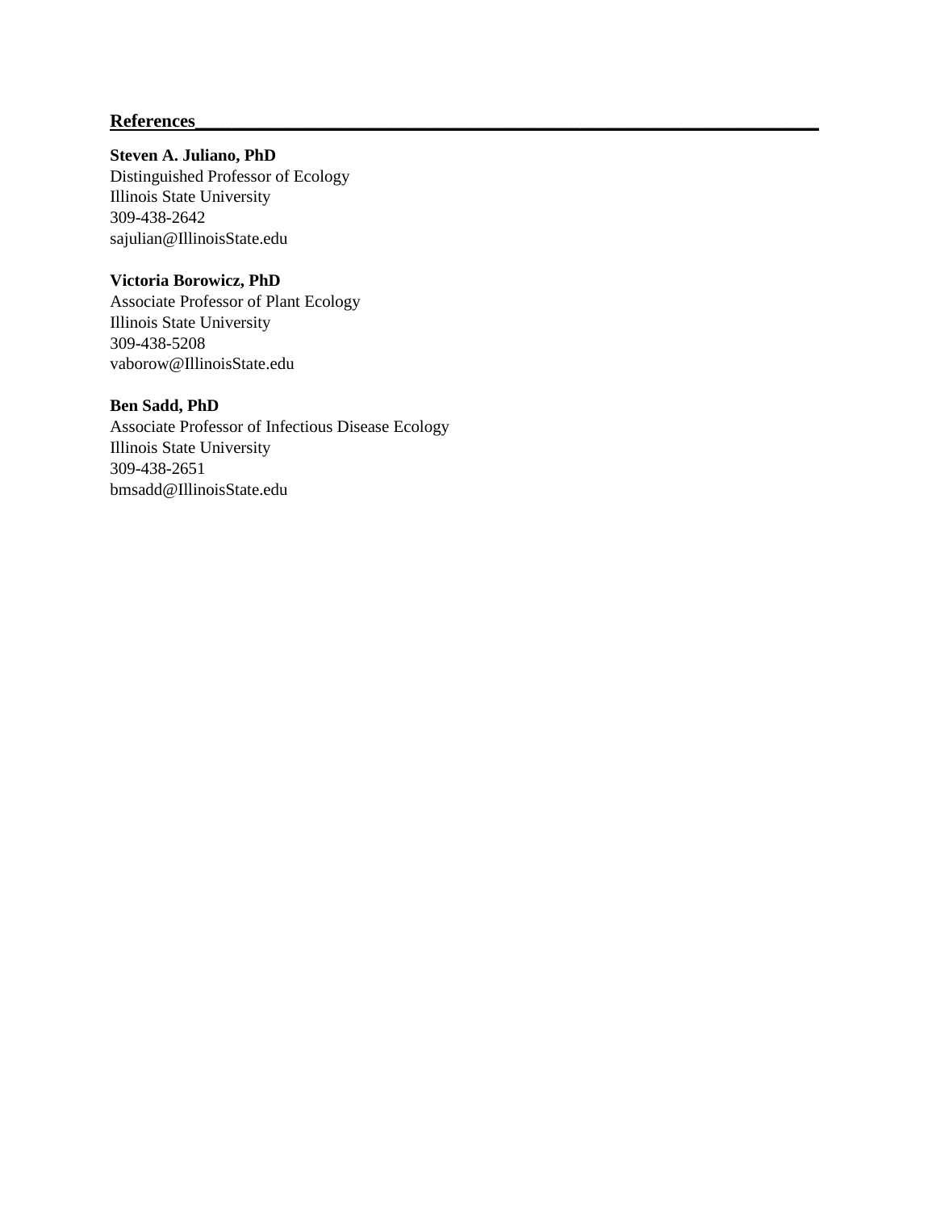## References

**Steven A. Juliano, PhD**
Distinguished Professor of Ecology
Illinois State University
309-438-2642
sajulian@IllinoisState.edu

**Victoria Borowicz, PhD**
Associate Professor of Plant Ecology
Illinois State University
309-438-5208
vaborow@IllinoisState.edu

**Ben Sadd, PhD**
Associate Professor of Infectious Disease Ecology
Illinois State University
309-438-2651
bmsadd@IllinoisState.edu